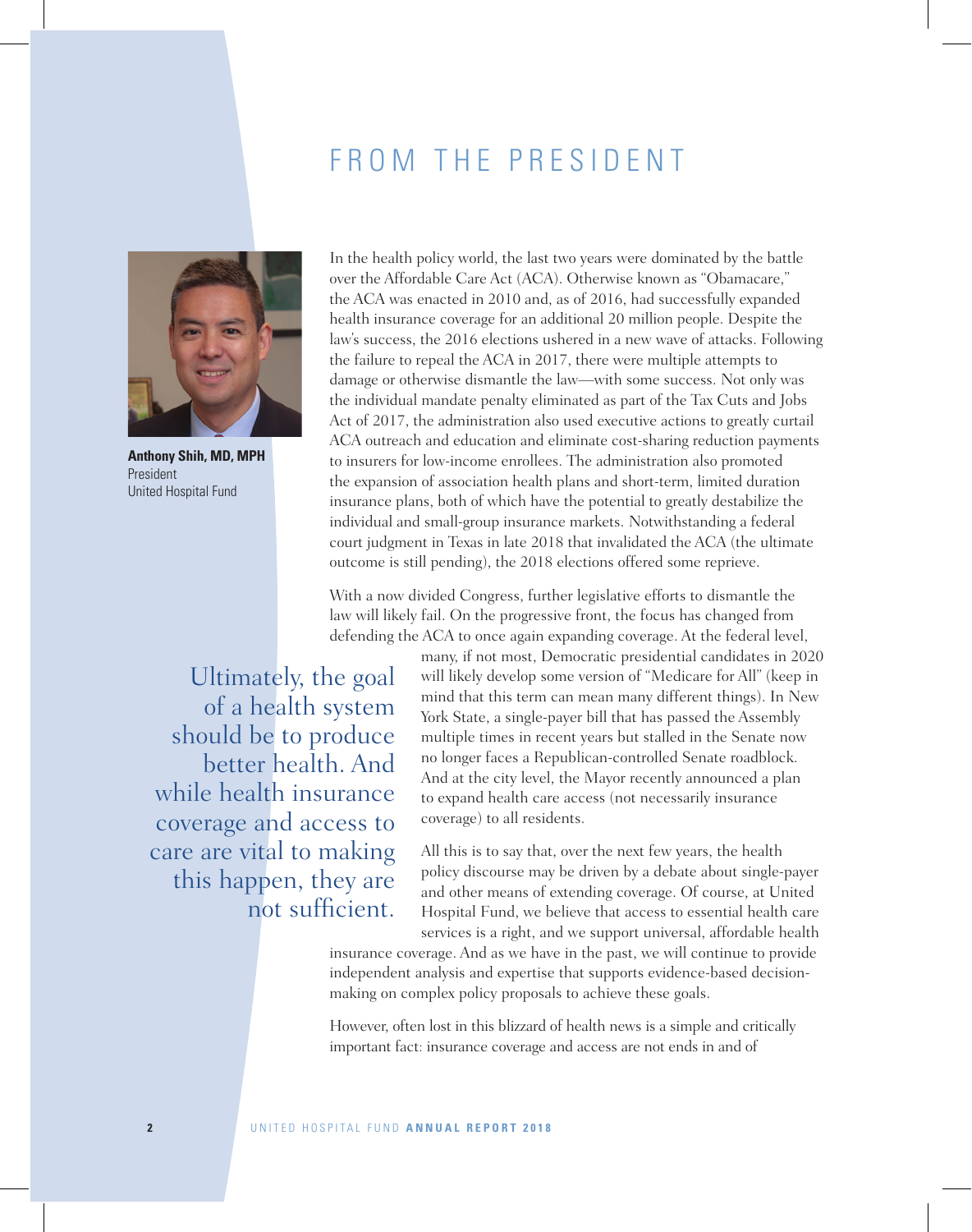# FROM THE PRESIDENT

**Anthony Shih, MD, MPH**
President
United Hospital Fund

In the health policy world, the last two years were dominated by the battle over the Affordable Care Act (ACA). Otherwise known as "Obamacare," the ACA was enacted in 2010 and, as of 2016, had successfully expanded health insurance coverage for an additional 20 million people. Despite the law's success, the 2016 elections ushered in a new wave of attacks. Following the failure to repeal the ACA in 2017, there were multiple attempts to damage or otherwise dismantle the law—with some success. Not only was the individual mandate penalty eliminated as part of the Tax Cuts and Jobs Act of 2017, the administration also used executive actions to greatly curtail ACA outreach and education and eliminate cost-sharing reduction payments to insurers for low-income enrollees. The administration also promoted the expansion of association health plans and short-term, limited duration insurance plans, both of which have the potential to greatly destabilize the individual and small-group insurance markets. Notwithstanding a federal court judgment in Texas in late 2018 that invalidated the ACA (the ultimate outcome is still pending), the 2018 elections offered some reprieve.

With a now divided Congress, further legislative efforts to dismantle the law will likely fail. On the progressive front, the focus has changed from defending the ACA to once again expanding coverage. At the federal level, many, if not most, Democratic presidential candidates in 2020 will likely develop some version of "Medicare for All" (keep in mind that this term can mean many different things). In New York State, a single-payer bill that has passed the Assembly multiple times in recent years but stalled in the Senate now no longer faces a Republican-controlled Senate roadblock. And at the city level, the Mayor recently announced a plan to expand health care access (not necessarily insurance coverage) to all residents.

> Ultimately, the goal of a health system should be to produce better health. And while health insurance coverage and access to care are vital to making this happen, they are not sufficient.

All this is to say that, over the next few years, the health policy discourse may be driven by a debate about single-payer and other means of extending coverage. Of course, at United Hospital Fund, we believe that access to essential health care services is a right, and we support universal, affordable health insurance coverage. And as we have in the past, we will continue to provide independent analysis and expertise that supports evidence-based decision-making on complex policy proposals to achieve these goals.

However, often lost in this blizzard of health news is a simple and critically important fact: insurance coverage and access are not ends in and of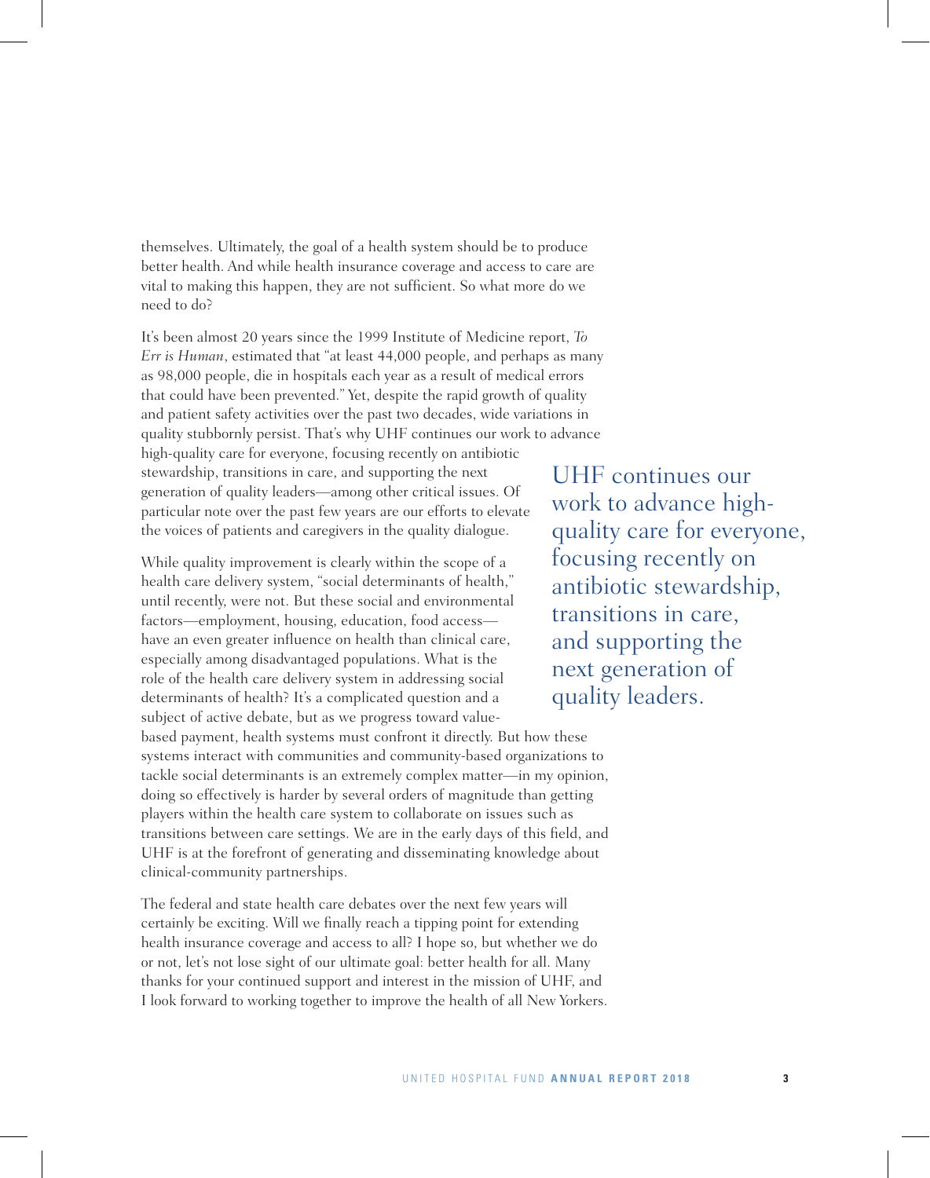themselves. Ultimately, the goal of a health system should be to produce better health. And while health insurance coverage and access to care are vital to making this happen, they are not sufficient. So what more do we need to do?

It's been almost 20 years since the 1999 Institute of Medicine report, *To Err is Human*, estimated that "at least 44,000 people, and perhaps as many as 98,000 people, die in hospitals each year as a result of medical errors that could have been prevented." Yet, despite the rapid growth of quality and patient safety activities over the past two decades, wide variations in quality stubbornly persist. That's why UHF continues our work to advance high-quality care for everyone, focusing recently on antibiotic stewardship, transitions in care, and supporting the next generation of quality leaders—among other critical issues. Of particular note over the past few years are our efforts to elevate the voices of patients and caregivers in the quality dialogue.

> UHF continues our work to advance high-quality care for everyone, focusing recently on antibiotic stewardship, transitions in care, and supporting the next generation of quality leaders.

While quality improvement is clearly within the scope of a health care delivery system, "social determinants of health," until recently, were not. But these social and environmental factors—employment, housing, education, food access—have an even greater influence on health than clinical care, especially among disadvantaged populations. What is the role of the health care delivery system in addressing social determinants of health? It's a complicated question and a subject of active debate, but as we progress toward value-based payment, health systems must confront it directly. But how these systems interact with communities and community-based organizations to tackle social determinants is an extremely complex matter—in my opinion, doing so effectively is harder by several orders of magnitude than getting players within the health care system to collaborate on issues such as transitions between care settings. We are in the early days of this field, and UHF is at the forefront of generating and disseminating knowledge about clinical-community partnerships.

The federal and state health care debates over the next few years will certainly be exciting. Will we finally reach a tipping point for extending health insurance coverage and access to all? I hope so, but whether we do or not, let's not lose sight of our ultimate goal: better health for all. Many thanks for your continued support and interest in the mission of UHF, and I look forward to working together to improve the health of all New Yorkers.